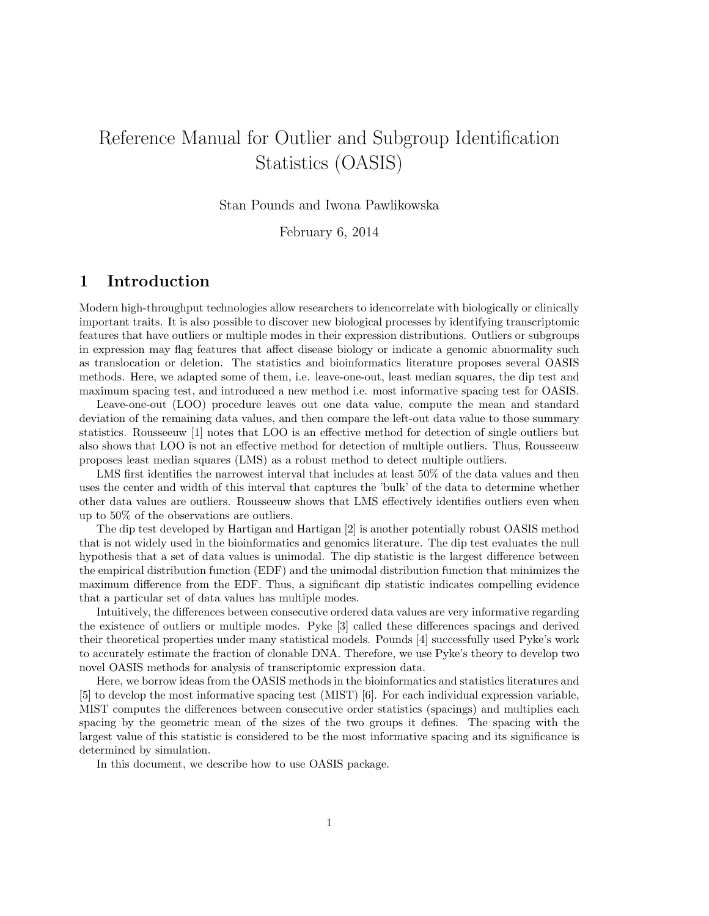# Reference Manual for Outlier and Subgroup Identification Statistics (OASIS)

Stan Pounds and Iwona Pawlikowska

February 6, 2014

## 1 Introduction

Modern high-throughput technologies allow researchers to idencorrelate with biologically or clinically important traits. It is also possible to discover new biological processes by identifying transcriptomic features that have outliers or multiple modes in their expression distributions. Outliers or subgroups in expression may flag features that affect disease biology or indicate a genomic abnormality such as translocation or deletion. The statistics and bioinformatics literature proposes several OASIS methods. Here, we adapted some of them, i.e. leave-one-out, least median squares, the dip test and maximum spacing test, and introduced a new method i.e. most informative spacing test for OASIS.

Leave-one-out (LOO) procedure leaves out one data value, compute the mean and standard deviation of the remaining data values, and then compare the left-out data value to those summary statistics. Rousseeuw [1] notes that LOO is an effective method for detection of single outliers but also shows that LOO is not an effective method for detection of multiple outliers. Thus, Rousseeuw proposes least median squares (LMS) as a robust method to detect multiple outliers.

LMS first identifies the narrowest interval that includes at least 50% of the data values and then uses the center and width of this interval that captures the 'bulk' of the data to determine whether other data values are outliers. Rousseeuw shows that LMS effectively identifies outliers even when up to 50% of the observations are outliers.

The dip test developed by Hartigan and Hartigan [2] is another potentially robust OASIS method that is not widely used in the bioinformatics and genomics literature. The dip test evaluates the null hypothesis that a set of data values is unimodal. The dip statistic is the largest difference between the empirical distribution function (EDF) and the unimodal distribution function that minimizes the maximum difference from the EDF. Thus, a significant dip statistic indicates compelling evidence that a particular set of data values has multiple modes.

Intuitively, the differences between consecutive ordered data values are very informative regarding the existence of outliers or multiple modes. Pyke [3] called these differences spacings and derived their theoretical properties under many statistical models. Pounds [4] successfully used Pyke's work to accurately estimate the fraction of clonable DNA. Therefore, we use Pyke's theory to develop two novel OASIS methods for analysis of transcriptomic expression data.

Here, we borrow ideas from the OASIS methods in the bioinformatics and statistics literatures and [5] to develop the most informative spacing test (MIST) [6]. For each individual expression variable, MIST computes the differences between consecutive order statistics (spacings) and multiplies each spacing by the geometric mean of the sizes of the two groups it defines. The spacing with the largest value of this statistic is considered to be the most informative spacing and its significance is determined by simulation.

In this document, we describe how to use OASIS package.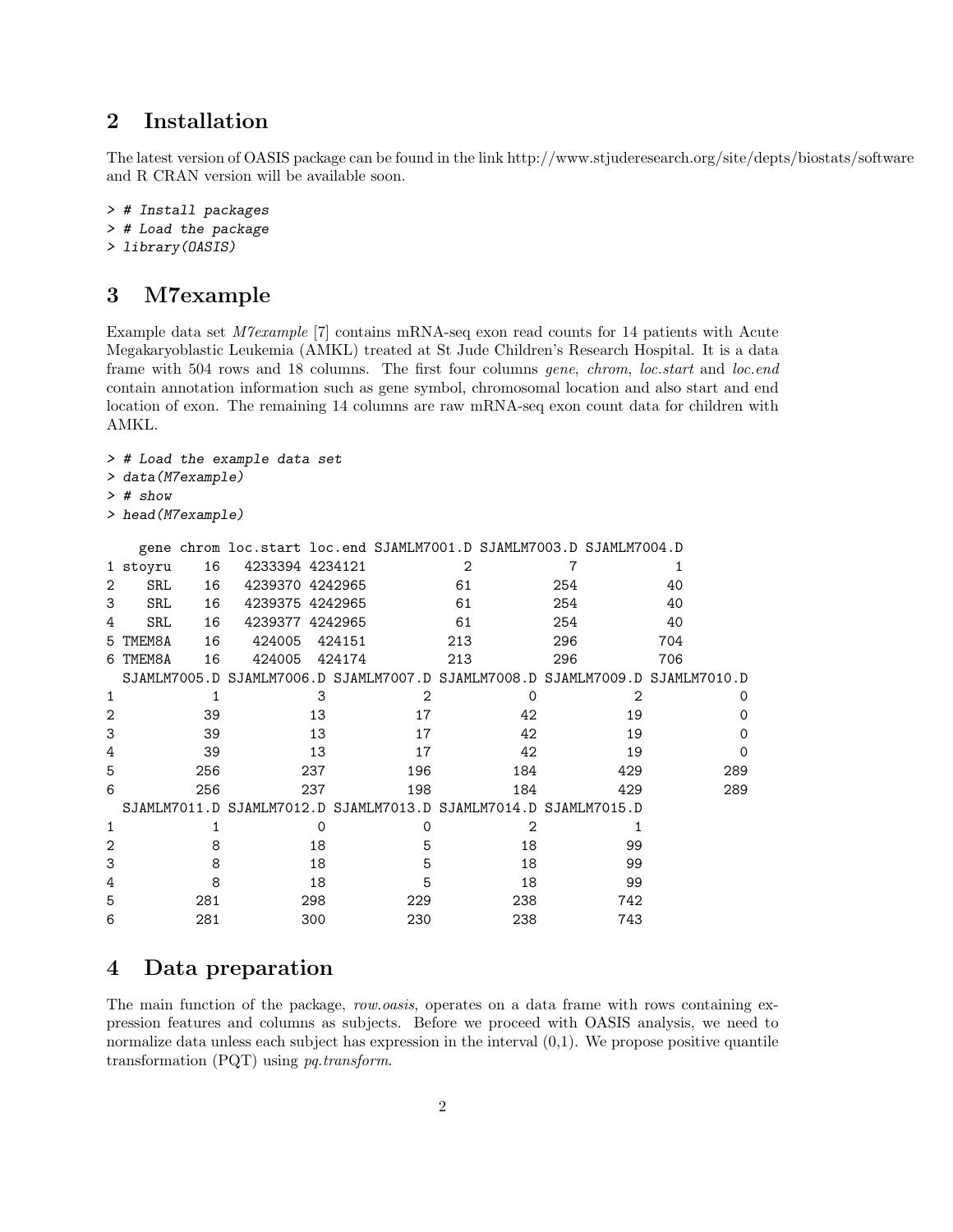## 2 Installation

The latest version of OASIS package can be found in the link http://www.stjuderesearch.org/site/depts/biostats/software and R CRAN version will be available soon.

```
> # Install packages
> # Load the package
> library(OASIS)
```

## 3 M7example

Example data set *M7example* [7] contains mRNA-seq exon read counts for 14 patients with Acute Megakaryoblastic Leukemia (AMKL) treated at St Jude Children's Research Hospital. It is a data frame with 504 rows and 18 columns. The first four columns *gene*, *chrom*, *loc.start* and *loc.end* contain annotation information such as gene symbol, chromosomal location and also start and end location of exon. The remaining 14 columns are raw mRNA-seq exon count data for children with AMKL.

```
> # Load the example data set
> data(M7example)
> # show
> head(M7example)

    gene chrom loc.start loc.end SJAMLM7001.D SJAMLM7003.D SJAMLM7004.D
1 stoyru    16   4233394 4234121            2            7            1
2    SRL    16   4239370 4242965           61          254           40
3    SRL    16   4239375 4242965           61          254           40
4    SRL    16   4239377 4242965           61          254           40
5 TMEM8A    16    424005  424151          213          296          704
6 TMEM8A    16    424005  424174          213          296          706
  SJAMLM7005.D SJAMLM7006.D SJAMLM7007.D SJAMLM7008.D SJAMLM7009.D SJAMLM7010.D
1            1            3            2            0            2            0
2           39           13           17           42           19            0
3           39           13           17           42           19            0
4           39           13           17           42           19            0
5          256          237          196          184          429          289
6          256          237          198          184          429          289
  SJAMLM7011.D SJAMLM7012.D SJAMLM7013.D SJAMLM7014.D SJAMLM7015.D
1            1            0            0            2            1
2            8           18            5           18           99
3            8           18            5           18           99
4            8           18            5           18           99
5          281          298          229          238          742
6          281          300          230          238          743
```

## 4 Data preparation

The main function of the package, *row.oasis*, operates on a data frame with rows containing expression features and columns as subjects. Before we proceed with OASIS analysis, we need to normalize data unless each subject has expression in the interval (0,1). We propose positive quantile transformation (PQT) using *pq.transform*.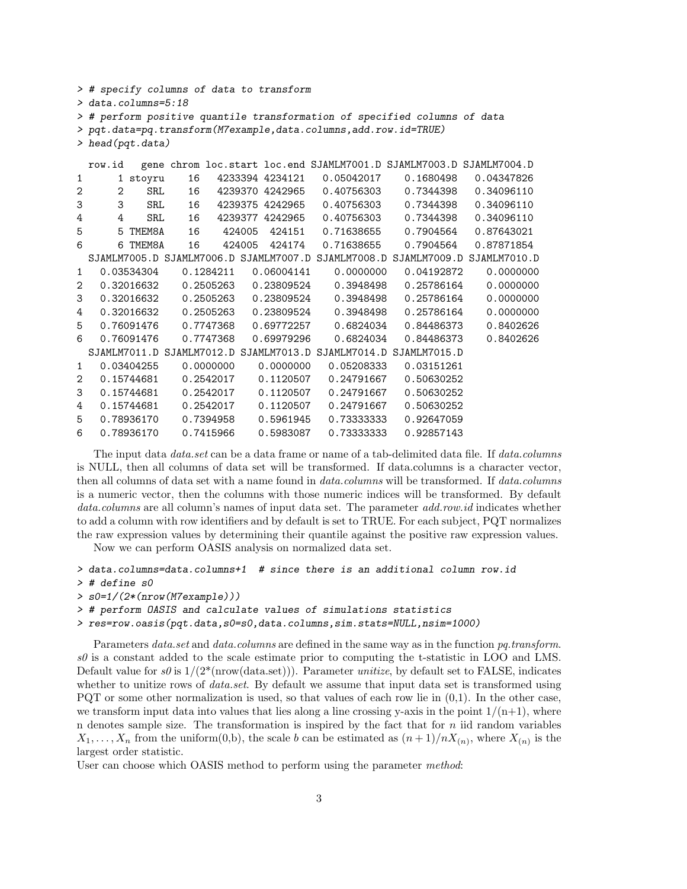```
> # specify columns of data to transform
> data.columns=5:18
> # perform positive quantile transformation of specified columns of data
> pqt.data=pq.transform(M7example,data.columns,add.row.id=TRUE)
> head(pqt.data)

  row.id   gene chrom loc.start loc.end SJAMLM7001.D SJAMLM7003.D SJAMLM7004.D
1      1 stoyru    16   4233394 4234121   0.05042017    0.1680498   0.04347826
2      2    SRL    16   4239370 4242965   0.40756303    0.7344398   0.34096110
3      3    SRL    16   4239375 4242965   0.40756303    0.7344398   0.34096110
4      4    SRL    16   4239377 4242965   0.40756303    0.7344398   0.34096110
5      5 TMEM8A    16    424005  424151   0.71638655    0.7904564   0.87643021
6      6 TMEM8A    16    424005  424174   0.71638655    0.7904564   0.87871854
  SJAMLM7005.D SJAMLM7006.D SJAMLM7007.D SJAMLM7008.D SJAMLM7009.D SJAMLM7010.D
1   0.03534304    0.1284211   0.06004141    0.0000000   0.04192872    0.0000000
2   0.32016632    0.2505263   0.23809524    0.3948498   0.25786164    0.0000000
3   0.32016632    0.2505263   0.23809524    0.3948498   0.25786164    0.0000000
4   0.32016632    0.2505263   0.23809524    0.3948498   0.25786164    0.0000000
5   0.76091476    0.7747368   0.69772257    0.6824034   0.84486373    0.8402626
6   0.76091476    0.7747368   0.69979296    0.6824034   0.84486373    0.8402626
  SJAMLM7011.D SJAMLM7012.D SJAMLM7013.D SJAMLM7014.D SJAMLM7015.D
1   0.03404255    0.0000000    0.0000000   0.05208333   0.03151261
2   0.15744681    0.2542017    0.1120507   0.24791667   0.50630252
3   0.15744681    0.2542017    0.1120507   0.24791667   0.50630252
4   0.15744681    0.2542017    0.1120507   0.24791667   0.50630252
5   0.78936170    0.7394958    0.5961945   0.73333333   0.92647059
6   0.78936170    0.7415966    0.5983087   0.73333333   0.92857143
```

The input data *data.set* can be a data frame or name of a tab-delimited data file. If *data.columns* is NULL, then all columns of data set will be transformed. If data.columns is a character vector, then all columns of data set with a name found in *data.columns* will be transformed. If *data.columns* is a numeric vector, then the columns with those numeric indices will be transformed. By default *data.columns* are all column's names of input data set. The parameter *add.row.id* indicates whether to add a column with row identifiers and by default is set to TRUE. For each subject, PQT normalizes the raw expression values by determining their quantile against the positive raw expression values.

Now we can perform OASIS analysis on normalized data set.

```
> data.columns=data.columns+1  # since there is an additional column row.id
> # define s0
> s0=1/(2*(nrow(M7example)))
> # perform OASIS and calculate values of simulations statistics
> res=row.oasis(pqt.data,s0=s0,data.columns,sim.stats=NULL,nsim=1000)
```

Parameters *data.set* and *data.columns* are defined in the same way as in the function *pq.transform*. *s0* is a constant added to the scale estimate prior to computing the t-statistic in LOO and LMS. Default value for *s0* is 1/(2*(nrow(data.set))). Parameter *unitize*, by default set to FALSE, indicates whether to unitize rows of *data.set*. By default we assume that input data set is transformed using PQT or some other normalization is used, so that values of each row lie in (0,1). In the other case, we transform input data into values that lies along a line crossing y-axis in the point 1/(n+1), where n denotes sample size. The transformation is inspired by the fact that for $n$ iid random variables $X_1, \ldots, X_n$ from the uniform(0,b), the scale $b$ can be estimated as $(n+1)/nX_{(n)}$, where $X_{(n)}$ is the largest order statistic.

User can choose which OASIS method to perform using the parameter *method*: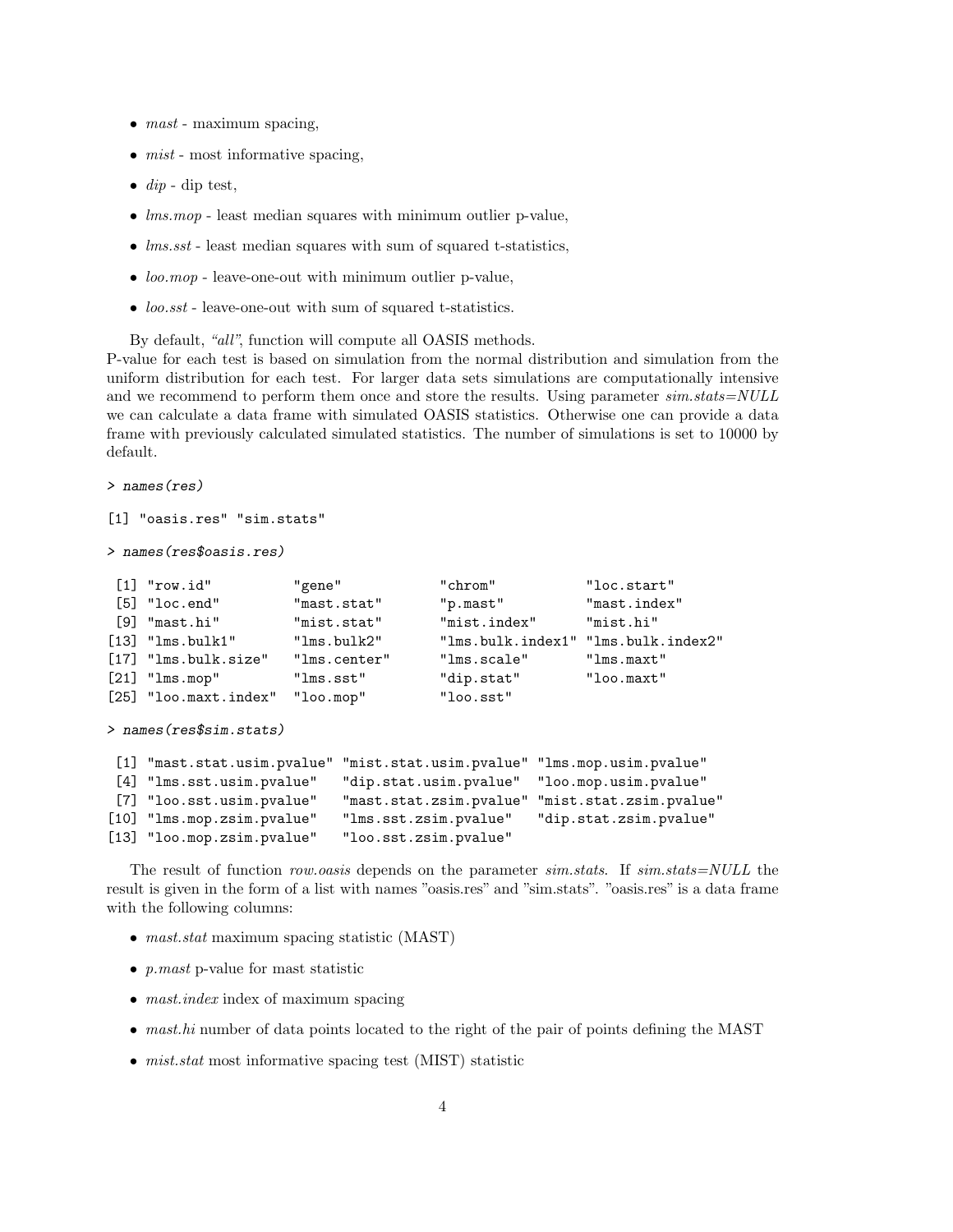- *mast* - maximum spacing,
- *mist* - most informative spacing,
- *dip* - dip test,
- *lms.mop* - least median squares with minimum outlier p-value,
- *lms.sst* - least median squares with sum of squared t-statistics,
- *loo.mop* - leave-one-out with minimum outlier p-value,
- *loo.sst* - leave-one-out with sum of squared t-statistics.

By default, *"all"*, function will compute all OASIS methods.
P-value for each test is based on simulation from the normal distribution and simulation from the uniform distribution for each test. For larger data sets simulations are computationally intensive and we recommend to perform them once and store the results. Using parameter *sim.stats=NULL* we can calculate a data frame with simulated OASIS statistics. Otherwise one can provide a data frame with previously calculated simulated statistics. The number of simulations is set to 10000 by default.

```
> names(res)

[1] "oasis.res" "sim.stats"

> names(res$oasis.res)

 [1] "row.id"          "gene"            "chrom"           "loc.start"
 [5] "loc.end"         "mast.stat"       "p.mast"          "mast.index"
 [9] "mast.hi"         "mist.stat"       "mist.index"      "mist.hi"
[13] "lms.bulk1"       "lms.bulk2"       "lms.bulk.index1" "lms.bulk.index2"
[17] "lms.bulk.size"   "lms.center"      "lms.scale"       "lms.maxt"
[21] "lms.mop"         "lms.sst"         "dip.stat"        "loo.maxt"
[25] "loo.maxt.index"  "loo.mop"         "loo.sst"

> names(res$sim.stats)

 [1] "mast.stat.usim.pvalue" "mist.stat.usim.pvalue" "lms.mop.usim.pvalue"
 [4] "lms.sst.usim.pvalue"   "dip.stat.usim.pvalue"  "loo.mop.usim.pvalue"
 [7] "loo.sst.usim.pvalue"   "mast.stat.zsim.pvalue" "mist.stat.zsim.pvalue"
[10] "lms.mop.zsim.pvalue"   "lms.sst.zsim.pvalue"   "dip.stat.zsim.pvalue"
[13] "loo.mop.zsim.pvalue"   "loo.sst.zsim.pvalue"
```

The result of function *row.oasis* depends on the parameter *sim.stats*. If *sim.stats=NULL* the result is given in the form of a list with names "oasis.res" and "sim.stats". "oasis.res" is a data frame with the following columns:

- *mast.stat* maximum spacing statistic (MAST)
- *p.mast* p-value for mast statistic
- *mast.index* index of maximum spacing
- *mast.hi* number of data points located to the right of the pair of points defining the MAST
- *mist.stat* most informative spacing test (MIST) statistic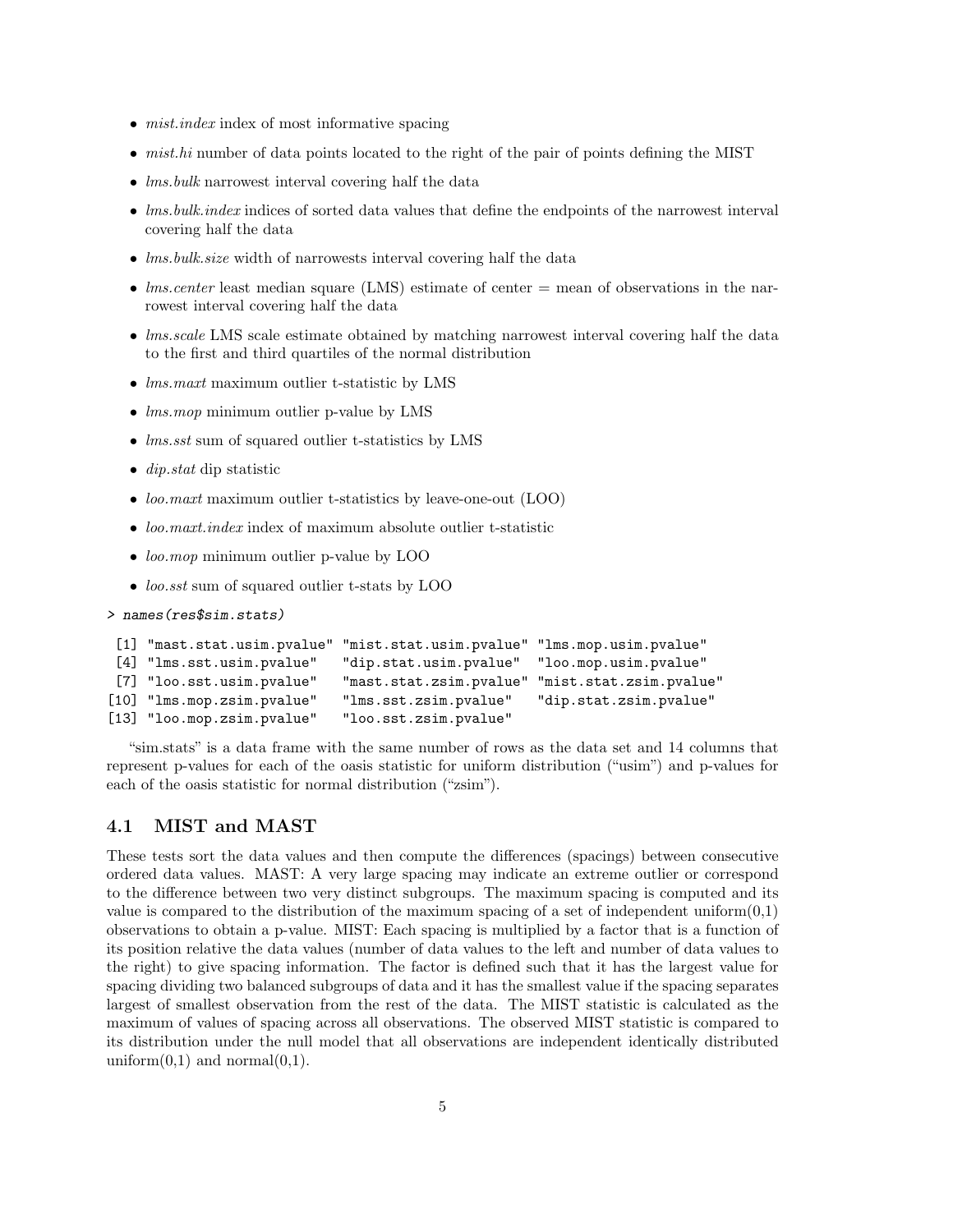- *mist.index* index of most informative spacing
- *mist.hi* number of data points located to the right of the pair of points defining the MIST
- *lms.bulk* narrowest interval covering half the data
- *lms.bulk.index* indices of sorted data values that define the endpoints of the narrowest interval covering half the data
- *lms.bulk.size* width of narrowests interval covering half the data
- *lms.center* least median square (LMS) estimate of center = mean of observations in the narrowest interval covering half the data
- *lms.scale* LMS scale estimate obtained by matching narrowest interval covering half the data to the first and third quartiles of the normal distribution
- *lms.maxt* maximum outlier t-statistic by LMS
- *lms.mop* minimum outlier p-value by LMS
- *lms.sst* sum of squared outlier t-statistics by LMS
- *dip.stat* dip statistic
- *loo.maxt* maximum outlier t-statistics by leave-one-out (LOO)
- *loo.maxt.index* index of maximum absolute outlier t-statistic
- *loo.mop* minimum outlier p-value by LOO
- *loo.sst* sum of squared outlier t-stats by LOO

```
> names(res$sim.stats)

 [1] "mast.stat.usim.pvalue" "mist.stat.usim.pvalue" "lms.mop.usim.pvalue"
 [4] "lms.sst.usim.pvalue"   "dip.stat.usim.pvalue"  "loo.mop.usim.pvalue"
 [7] "loo.sst.usim.pvalue"   "mast.stat.zsim.pvalue" "mist.stat.zsim.pvalue"
[10] "lms.mop.zsim.pvalue"   "lms.sst.zsim.pvalue"   "dip.stat.zsim.pvalue"
[13] "loo.mop.zsim.pvalue"   "loo.sst.zsim.pvalue"
```

"sim.stats" is a data frame with the same number of rows as the data set and 14 columns that represent p-values for each of the oasis statistic for uniform distribution ("usim") and p-values for each of the oasis statistic for normal distribution ("zsim").

### 4.1 MIST and MAST

These tests sort the data values and then compute the differences (spacings) between consecutive ordered data values. MAST: A very large spacing may indicate an extreme outlier or correspond to the difference between two very distinct subgroups. The maximum spacing is computed and its value is compared to the distribution of the maximum spacing of a set of independent uniform(0,1) observations to obtain a p-value. MIST: Each spacing is multiplied by a factor that is a function of its position relative the data values (number of data values to the left and number of data values to the right) to give spacing information. The factor is defined such that it has the largest value for spacing dividing two balanced subgroups of data and it has the smallest value if the spacing separates largest of smallest observation from the rest of the data. The MIST statistic is calculated as the maximum of values of spacing across all observations. The observed MIST statistic is compared to its distribution under the null model that all observations are independent identically distributed uniform(0,1) and normal(0,1).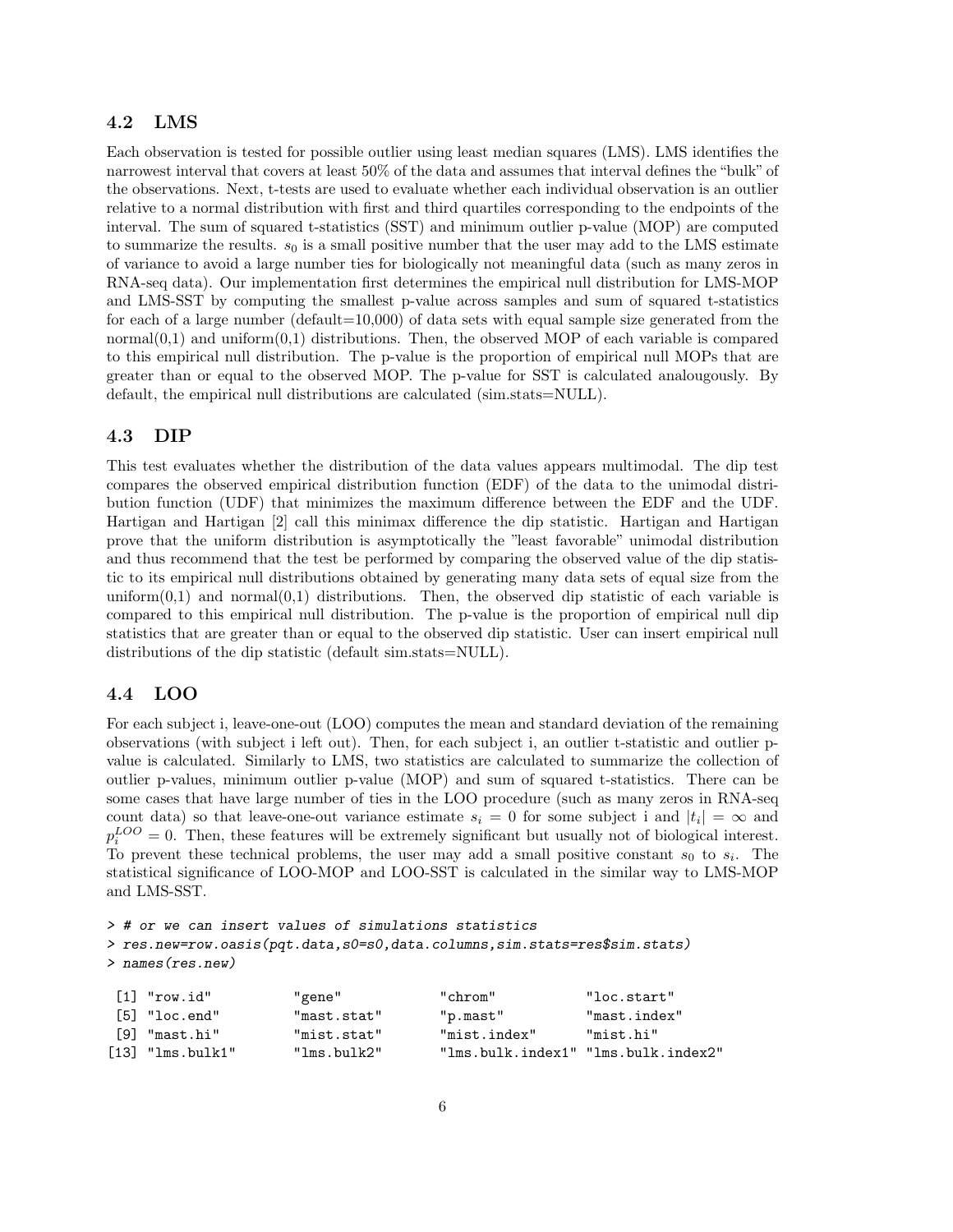### 4.2 LMS

Each observation is tested for possible outlier using least median squares (LMS). LMS identifies the narrowest interval that covers at least 50% of the data and assumes that interval defines the "bulk" of the observations. Next, t-tests are used to evaluate whether each individual observation is an outlier relative to a normal distribution with first and third quartiles corresponding to the endpoints of the interval. The sum of squared t-statistics (SST) and minimum outlier p-value (MOP) are computed to summarize the results. $s_0$ is a small positive number that the user may add to the LMS estimate of variance to avoid a large number ties for biologically not meaningful data (such as many zeros in RNA-seq data). Our implementation first determines the empirical null distribution for LMS-MOP and LMS-SST by computing the smallest p-value across samples and sum of squared t-statistics for each of a large number (default=10,000) of data sets with equal sample size generated from the normal(0,1) and uniform(0,1) distributions. Then, the observed MOP of each variable is compared to this empirical null distribution. The p-value is the proportion of empirical null MOPs that are greater than or equal to the observed MOP. The p-value for SST is calculated analougously. By default, the empirical null distributions are calculated (sim.stats=NULL).

### 4.3 DIP

This test evaluates whether the distribution of the data values appears multimodal. The dip test compares the observed empirical distribution function (EDF) of the data to the unimodal distribution function (UDF) that minimizes the maximum difference between the EDF and the UDF. Hartigan and Hartigan [2] call this minimax difference the dip statistic. Hartigan and Hartigan prove that the uniform distribution is asymptotically the "least favorable" unimodal distribution and thus recommend that the test be performed by comparing the observed value of the dip statistic to its empirical null distributions obtained by generating many data sets of equal size from the uniform(0,1) and normal(0,1) distributions. Then, the observed dip statistic of each variable is compared to this empirical null distribution. The p-value is the proportion of empirical null dip statistics that are greater than or equal to the observed dip statistic. User can insert empirical null distributions of the dip statistic (default sim.stats=NULL).

### 4.4 LOO

For each subject i, leave-one-out (LOO) computes the mean and standard deviation of the remaining observations (with subject i left out). Then, for each subject i, an outlier t-statistic and outlier p-value is calculated. Similarly to LMS, two statistics are calculated to summarize the collection of outlier p-values, minimum outlier p-value (MOP) and sum of squared t-statistics. There can be some cases that have large number of ties in the LOO procedure (such as many zeros in RNA-seq count data) so that leave-one-out variance estimate $s_i = 0$ for some subject i and $|t_i| = \infty$ and $p_i^{LOO} = 0$. Then, these features will be extremely significant but usually not of biological interest. To prevent these technical problems, the user may add a small positive constant $s_0$ to $s_i$. The statistical significance of LOO-MOP and LOO-SST is calculated in the similar way to LMS-MOP and LMS-SST.

```
> # or we can insert values of simulations statistics
> res.new=row.oasis(pqt.data,s0=s0,data.columns,sim.stats=res$sim.stats)
> names(res.new)

 [1] "row.id"          "gene"            "chrom"           "loc.start"
 [5] "loc.end"         "mast.stat"       "p.mast"          "mast.index"
 [9] "mast.hi"         "mist.stat"       "mist.index"      "mist.hi"
[13] "lms.bulk1"       "lms.bulk2"       "lms.bulk.index1" "lms.bulk.index2"
```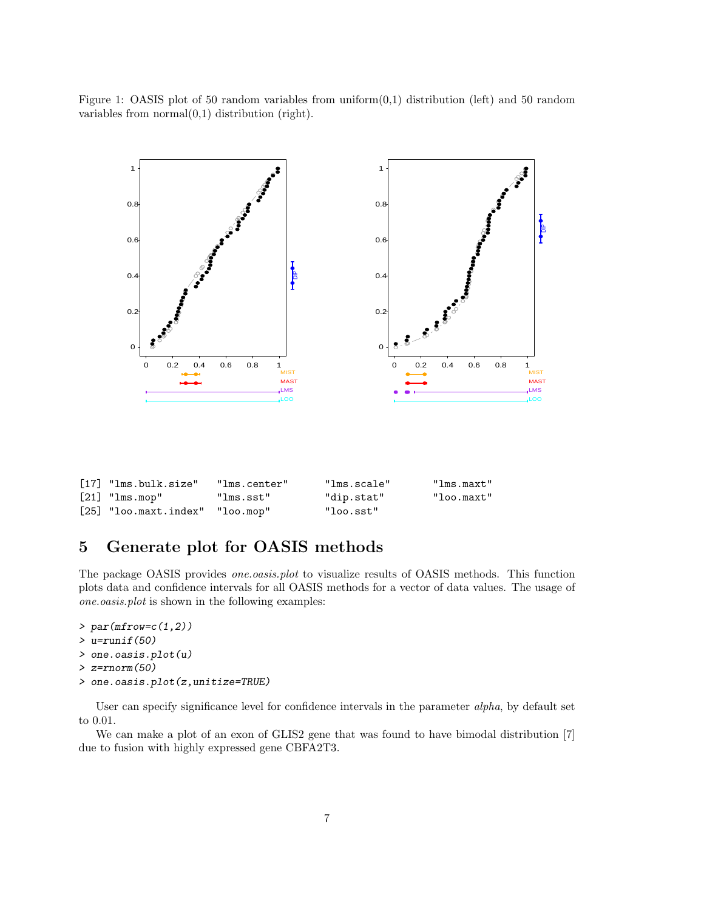Figure 1: OASIS plot of 50 random variables from uniform(0,1) distribution (left) and 50 random variables from normal(0,1) distribution (right).

```
[17] "lms.bulk.size"   "lms.center"     "lms.scale"      "lms.maxt"
[21] "lms.mop"         "lms.sst"        "dip.stat"       "loo.maxt"
[25] "loo.maxt.index"  "loo.mop"        "loo.sst"
```

# 5 Generate plot for OASIS methods

The package OASIS provides *one.oasis.plot* to visualize results of OASIS methods. This function plots data and confidence intervals for all OASIS methods for a vector of data values. The usage of *one.oasis.plot* is shown in the following examples:

```
> par(mfrow=c(1,2))
> u=runif(50)
> one.oasis.plot(u)
> z=rnorm(50)
> one.oasis.plot(z,unitize=TRUE)
```

User can specify significance level for confidence intervals in the parameter *alpha*, by default set to 0.01.

We can make a plot of an exon of GLIS2 gene that was found to have bimodal distribution [7] due to fusion with highly expressed gene CBFA2T3.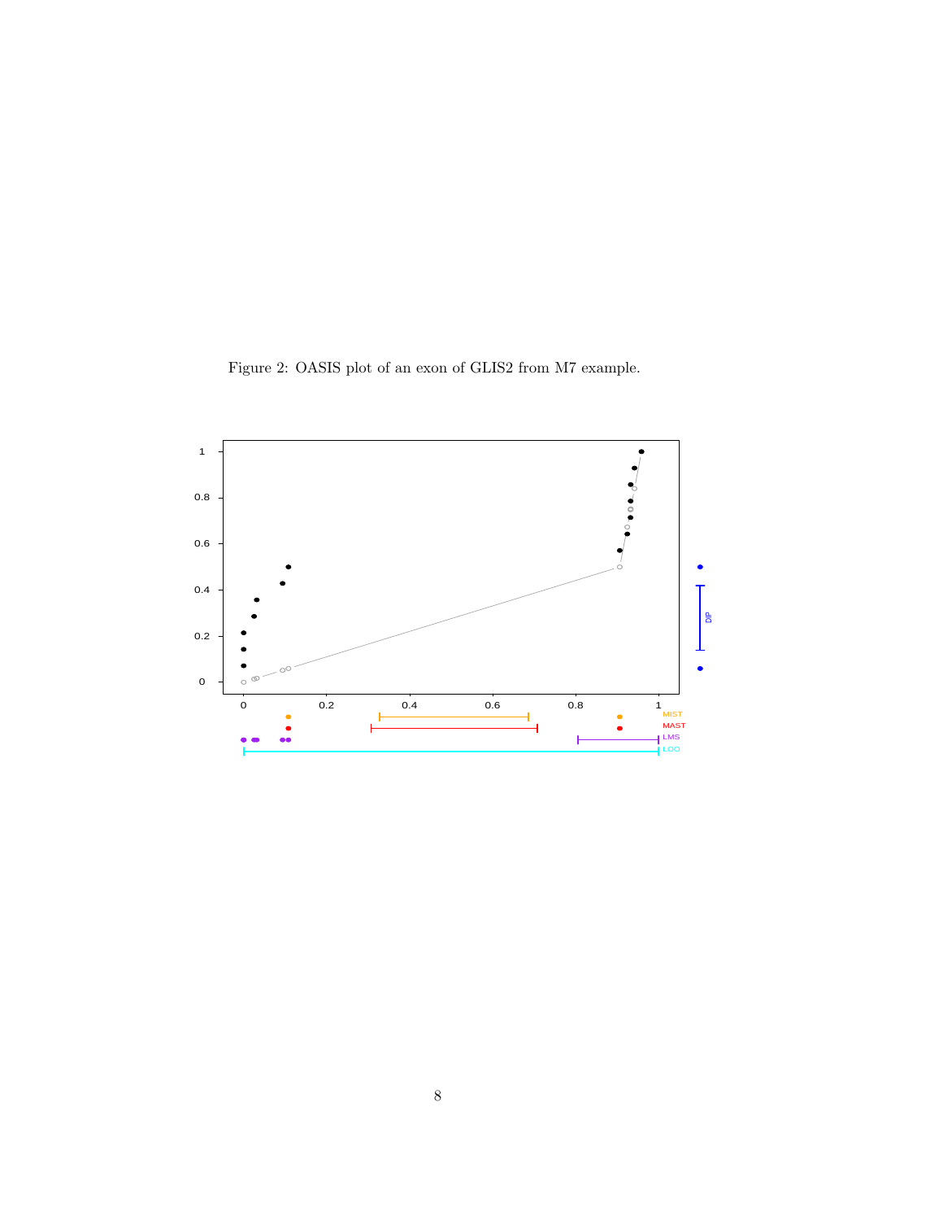Figure 2: OASIS plot of an exon of GLIS2 from M7 example.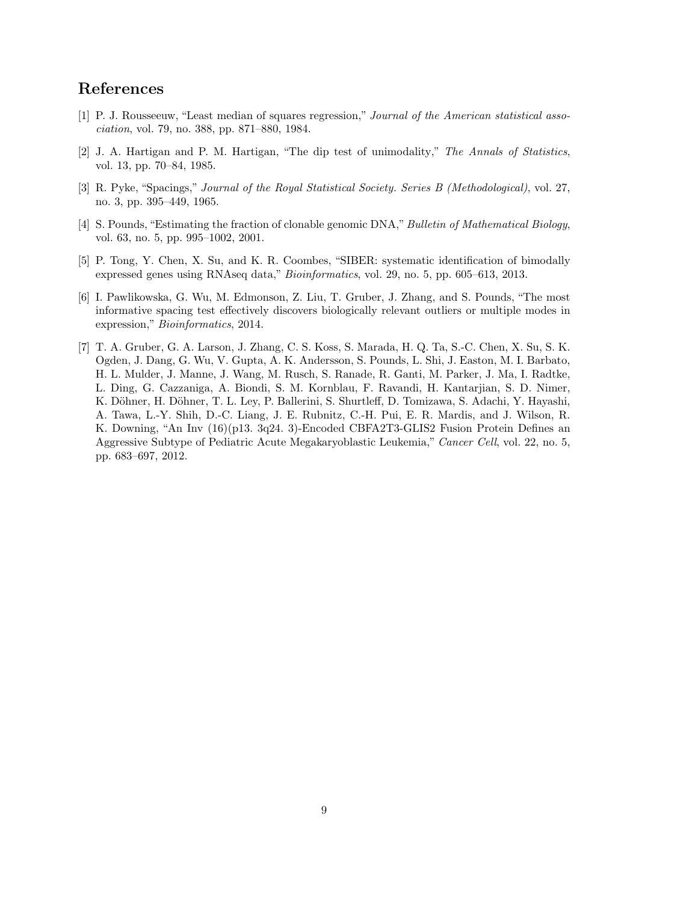# References

[1] P. J. Rousseeuw, "Least median of squares regression," *Journal of the American statistical association*, vol. 79, no. 388, pp. 871–880, 1984.

[2] J. A. Hartigan and P. M. Hartigan, "The dip test of unimodality," *The Annals of Statistics*, vol. 13, pp. 70–84, 1985.

[3] R. Pyke, "Spacings," *Journal of the Royal Statistical Society. Series B (Methodological)*, vol. 27, no. 3, pp. 395–449, 1965.

[4] S. Pounds, "Estimating the fraction of clonable genomic DNA," *Bulletin of Mathematical Biology*, vol. 63, no. 5, pp. 995–1002, 2001.

[5] P. Tong, Y. Chen, X. Su, and K. R. Coombes, "SIBER: systematic identification of bimodally expressed genes using RNAseq data," *Bioinformatics*, vol. 29, no. 5, pp. 605–613, 2013.

[6] I. Pawlikowska, G. Wu, M. Edmonson, Z. Liu, T. Gruber, J. Zhang, and S. Pounds, "The most informative spacing test effectively discovers biologically relevant outliers or multiple modes in expression," *Bioinformatics*, 2014.

[7] T. A. Gruber, G. A. Larson, J. Zhang, C. S. Koss, S. Marada, H. Q. Ta, S.-C. Chen, X. Su, S. K. Ogden, J. Dang, G. Wu, V. Gupta, A. K. Andersson, S. Pounds, L. Shi, J. Easton, M. I. Barbato, H. L. Mulder, J. Manne, J. Wang, M. Rusch, S. Ranade, R. Ganti, M. Parker, J. Ma, I. Radtke, L. Ding, G. Cazzaniga, A. Biondi, S. M. Kornblau, F. Ravandi, H. Kantarjian, S. D. Nimer, K. Döhner, H. Döhner, T. L. Ley, P. Ballerini, S. Shurtleff, D. Tomizawa, S. Adachi, Y. Hayashi, A. Tawa, L.-Y. Shih, D.-C. Liang, J. E. Rubnitz, C.-H. Pui, E. R. Mardis, and J. Wilson, R. K. Downing, "An Inv (16)(p13. 3q24. 3)-Encoded CBFA2T3-GLIS2 Fusion Protein Defines an Aggressive Subtype of Pediatric Acute Megakaryoblastic Leukemia," *Cancer Cell*, vol. 22, no. 5, pp. 683–697, 2012.